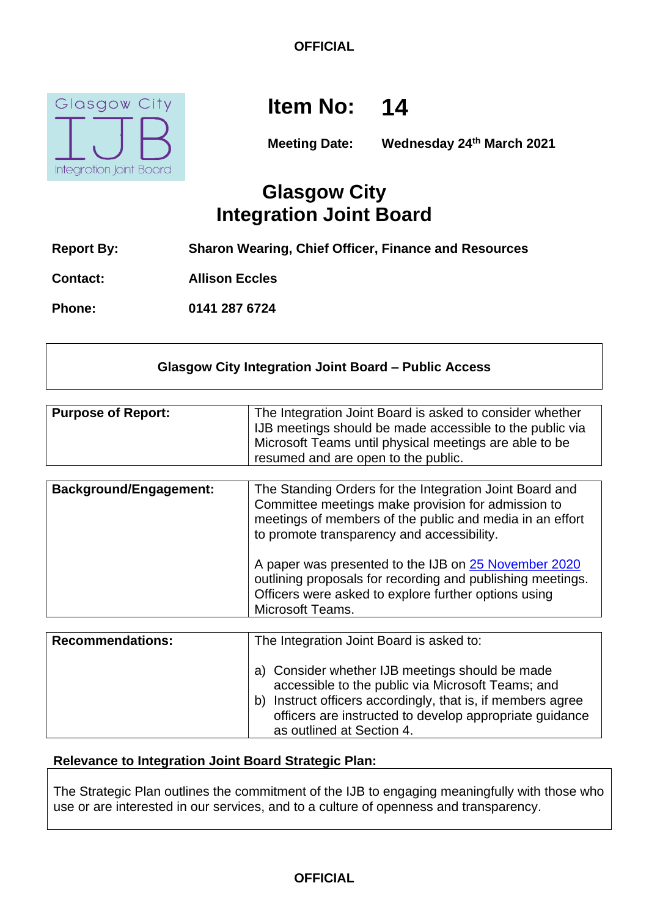**OFFICIAL**

# Item No: 14

**Meeting Date:** **Wednesday 24th March 2021**

## Glasgow City Integration Joint Board

| | |
|---|---|
| **Report By:** | **Sharon Wearing, Chief Officer, Finance and Resources** |
| **Contact:** | **Allison Eccles** |
| **Phone:** | **0141 287 6724** |

### Glasgow City Integration Joint Board – Public Access

| | |
|---|---|
| **Purpose of Report:** | The Integration Joint Board is asked to consider whether IJB meetings should be made accessible to the public via Microsoft Teams until physical meetings are able to be resumed and are open to the public. |

| | |
|---|---|
| **Background/Engagement:** | The Standing Orders for the Integration Joint Board and Committee meetings make provision for admission to meetings of members of the public and media in an effort to promote transparency and accessibility.<br><br>A paper was presented to the IJB on 25 November 2020 outlining proposals for recording and publishing meetings. Officers were asked to explore further options using Microsoft Teams. |

| | |
|---|---|
| **Recommendations:** | The Integration Joint Board is asked to:<br><br>a) Consider whether IJB meetings should be made accessible to the public via Microsoft Teams; and<br>b) Instruct officers accordingly, that is, if members agree officers are instructed to develop appropriate guidance as outlined at Section 4. |

**Relevance to Integration Joint Board Strategic Plan:**

The Strategic Plan outlines the commitment of the IJB to engaging meaningfully with those who use or are interested in our services, and to a culture of openness and transparency.

**OFFICIAL**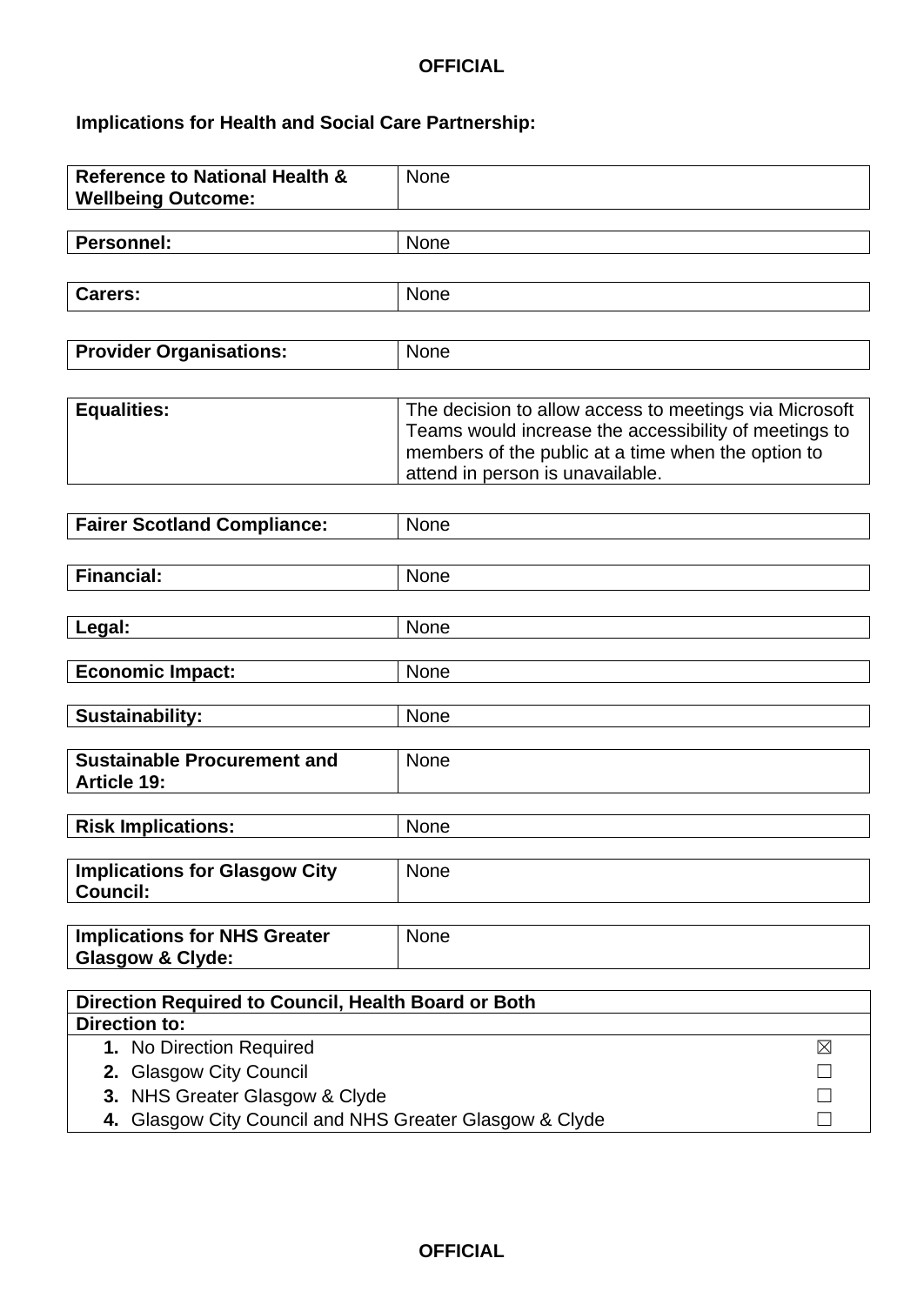**Implications for Health and Social Care Partnership:**

| | |
|---|---|
| **Reference to National Health & Wellbeing Outcome:** | None |
| **Personnel:** | None |
| **Carers:** | None |
| **Provider Organisations:** | None |
| **Equalities:** | The decision to allow access to meetings via Microsoft Teams would increase the accessibility of meetings to members of the public at a time when the option to attend in person is unavailable. |
| **Fairer Scotland Compliance:** | None |
| **Financial:** | None |
| **Legal:** | None |
| **Economic Impact:** | None |
| **Sustainability:** | None |
| **Sustainable Procurement and Article 19:** | None |
| **Risk Implications:** | None |
| **Implications for Glasgow City Council:** | None |
| **Implications for NHS Greater Glasgow & Clyde:** | None |

| **Direction Required to Council, Health Board or Both** | |
|---|---|
| **Direction to:** | |
| **1.** No Direction Required | ☒ |
| **2.** Glasgow City Council | ☐ |
| **3.** NHS Greater Glasgow & Clyde | ☐ |
| **4.** Glasgow City Council and NHS Greater Glasgow & Clyde | ☐ |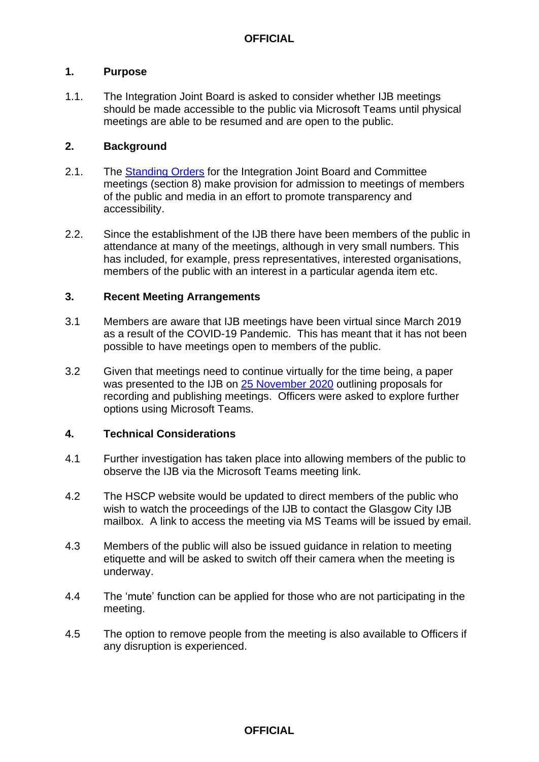## 1. Purpose

1.1. The Integration Joint Board is asked to consider whether IJB meetings should be made accessible to the public via Microsoft Teams until physical meetings are able to be resumed and are open to the public.

## 2. Background

2.1. The [Standing Orders](#) for the Integration Joint Board and Committee meetings (section 8) make provision for admission to meetings of members of the public and media in an effort to promote transparency and accessibility.

2.2. Since the establishment of the IJB there have been members of the public in attendance at many of the meetings, although in very small numbers. This has included, for example, press representatives, interested organisations, members of the public with an interest in a particular agenda item etc.

## 3. Recent Meeting Arrangements

3.1 Members are aware that IJB meetings have been virtual since March 2019 as a result of the COVID-19 Pandemic. This has meant that it has not been possible to have meetings open to members of the public.

3.2 Given that meetings need to continue virtually for the time being, a paper was presented to the IJB on [25 November 2020](#) outlining proposals for recording and publishing meetings. Officers were asked to explore further options using Microsoft Teams.

## 4. Technical Considerations

4.1 Further investigation has taken place into allowing members of the public to observe the IJB via the Microsoft Teams meeting link.

4.2 The HSCP website would be updated to direct members of the public who wish to watch the proceedings of the IJB to contact the Glasgow City IJB mailbox. A link to access the meeting via MS Teams will be issued by email.

4.3 Members of the public will also be issued guidance in relation to meeting etiquette and will be asked to switch off their camera when the meeting is underway.

4.4 The 'mute' function can be applied for those who are not participating in the meeting.

4.5 The option to remove people from the meeting is also available to Officers if any disruption is experienced.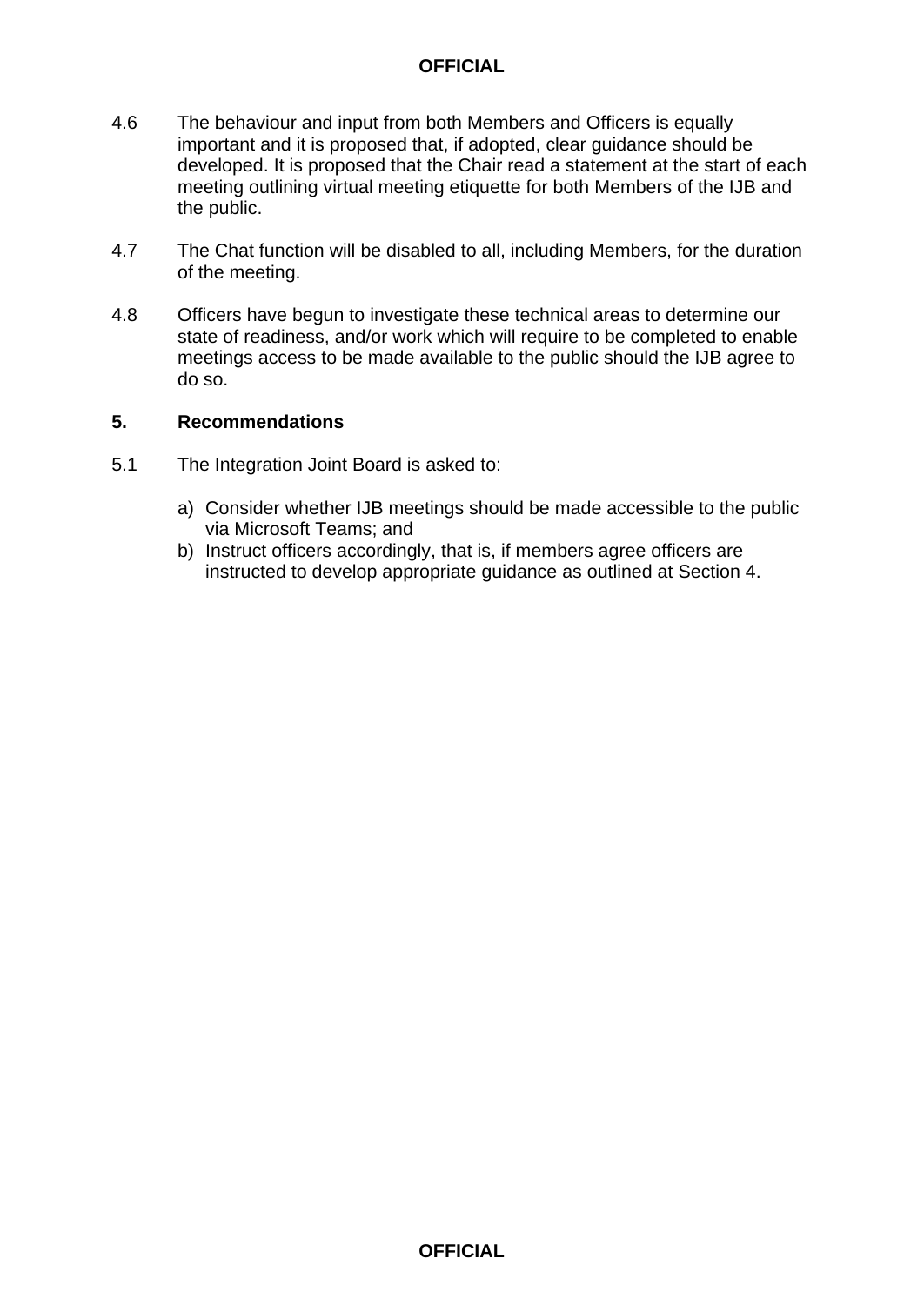4.6 The behaviour and input from both Members and Officers is equally important and it is proposed that, if adopted, clear guidance should be developed. It is proposed that the Chair read a statement at the start of each meeting outlining virtual meeting etiquette for both Members of the IJB and the public.

4.7 The Chat function will be disabled to all, including Members, for the duration of the meeting.

4.8 Officers have begun to investigate these technical areas to determine our state of readiness, and/or work which will require to be completed to enable meetings access to be made available to the public should the IJB agree to do so.

## 5. Recommendations

5.1 The Integration Joint Board is asked to:

a) Consider whether IJB meetings should be made accessible to the public via Microsoft Teams; and
b) Instruct officers accordingly, that is, if members agree officers are instructed to develop appropriate guidance as outlined at Section 4.